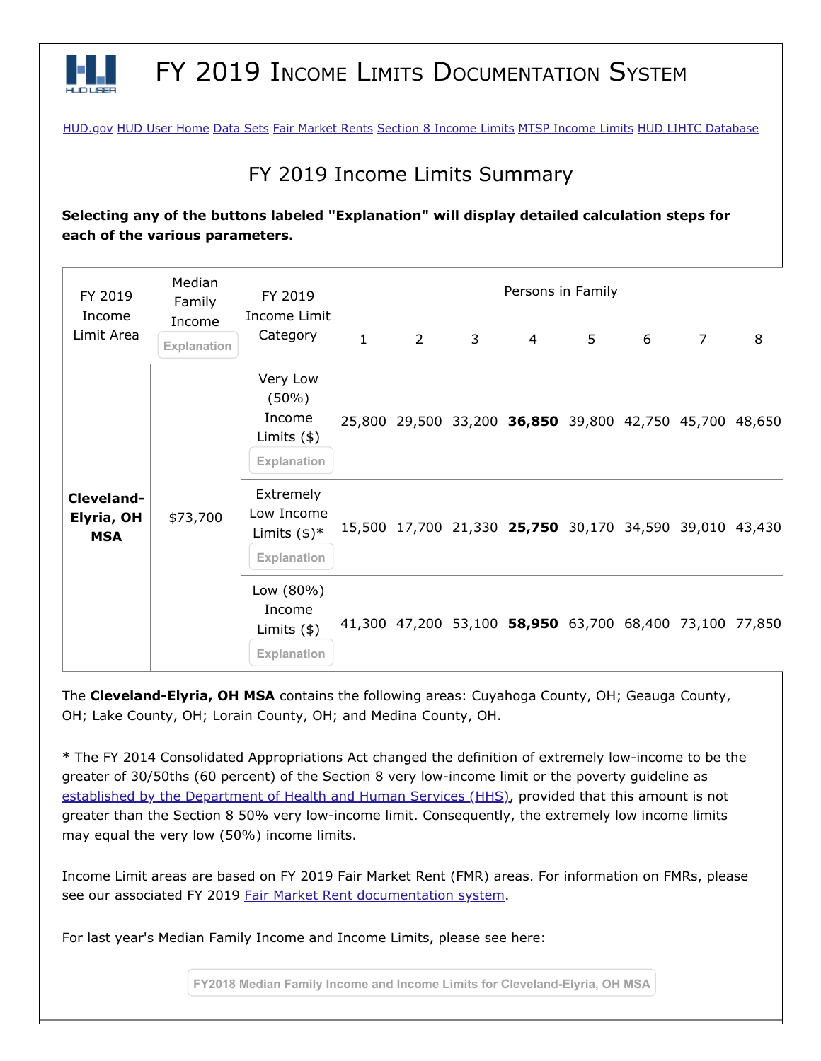# FY 2019 Income Limits Documentation System

HUD.gov HUD User Home Data Sets Fair Market Rents Section 8 Income Limits MTSP Income Limits HUD LIHTC Database

## FY 2019 Income Limits Summary

**Selecting any of the buttons labeled "Explanation" will display detailed calculation steps for each of the various parameters.**

| FY 2019 Income Limit Area | Median Family Income (Explanation) | FY 2019 Income Limit Category | Persons in Family | | | | | | | |
|---|---|---|---|---|---|---|---|---|---|---|
| | | | 1 | 2 | 3 | 4 | 5 | 6 | 7 | 8 |
| **Cleveland-Elyria, OH MSA** | $73,700 | Very Low (50%) Income Limits ($) (Explanation) | 25,800 | 29,500 | 33,200 | **36,850** | 39,800 | 42,750 | 45,700 | 48,650 |
| | | Extremely Low Income Limits ($)* (Explanation) | 15,500 | 17,700 | 21,330 | **25,750** | 30,170 | 34,590 | 39,010 | 43,430 |
| | | Low (80%) Income Limits ($) (Explanation) | 41,300 | 47,200 | 53,100 | **58,950** | 63,700 | 68,400 | 73,100 | 77,850 |

The **Cleveland-Elyria, OH MSA** contains the following areas: Cuyahoga County, OH; Geauga County, OH; Lake County, OH; Lorain County, OH; and Medina County, OH.

* The FY 2014 Consolidated Appropriations Act changed the definition of extremely low-income to be the greater of 30/50ths (60 percent) of the Section 8 very low-income limit or the poverty guideline as established by the Department of Health and Human Services (HHS), provided that this amount is not greater than the Section 8 50% very low-income limit. Consequently, the extremely low income limits may equal the very low (50%) income limits.

Income Limit areas are based on FY 2019 Fair Market Rent (FMR) areas. For information on FMRs, please see our associated FY 2019 Fair Market Rent documentation system.

For last year's Median Family Income and Income Limits, please see here:

FY2018 Median Family Income and Income Limits for Cleveland-Elyria, OH MSA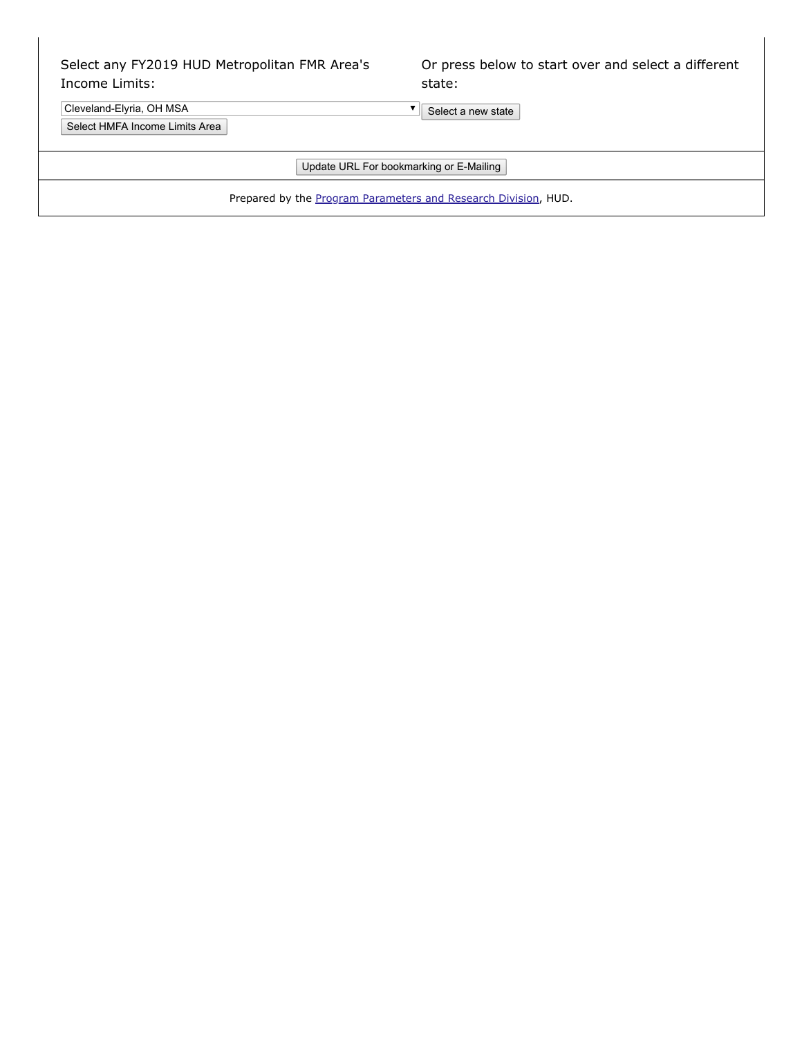Select any FY2019 HUD Metropolitan FMR Area's Income Limits:

Cleveland-Elyria, OH MSA

Select HMFA Income Limits Area

Or press below to start over and select a different state:

Select a new state

Update URL For bookmarking or E-Mailing

Prepared by the Program Parameters and Research Division, HUD.